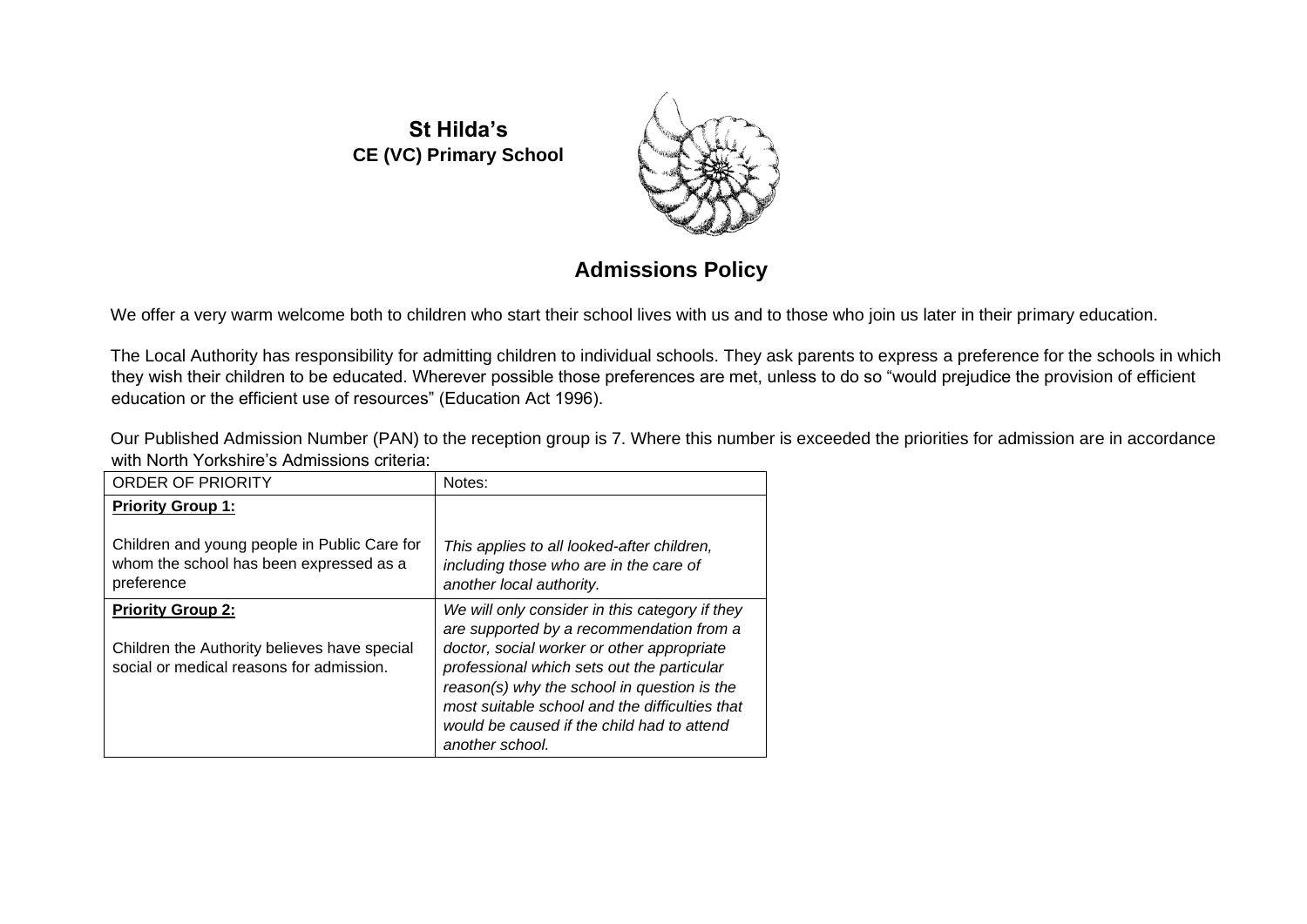**St Hilda's**
**CE (VC) Primary School**

# Admissions Policy

We offer a very warm welcome both to children who start their school lives with us and to those who join us later in their primary education.

The Local Authority has responsibility for admitting children to individual schools. They ask parents to express a preference for the schools in which they wish their children to be educated. Wherever possible those preferences are met, unless to do so "would prejudice the provision of efficient education or the efficient use of resources" (Education Act 1996).

Our Published Admission Number (PAN) to the reception group is 7. Where this number is exceeded the priorities for admission are in accordance with North Yorkshire's Admissions criteria:

| ORDER OF PRIORITY | Notes: |
| --- | --- |
| **Priority Group 1:**<br><br>Children and young people in Public Care for whom the school has been expressed as a preference | *This applies to all looked-after children, including those who are in the care of another local authority.* |
| **Priority Group 2:**<br><br>Children the Authority believes have special social or medical reasons for admission. | *We will only consider in this category if they are supported by a recommendation from a doctor, social worker or other appropriate professional which sets out the particular reason(s) why the school in question is the most suitable school and the difficulties that would be caused if the child had to attend another school.* |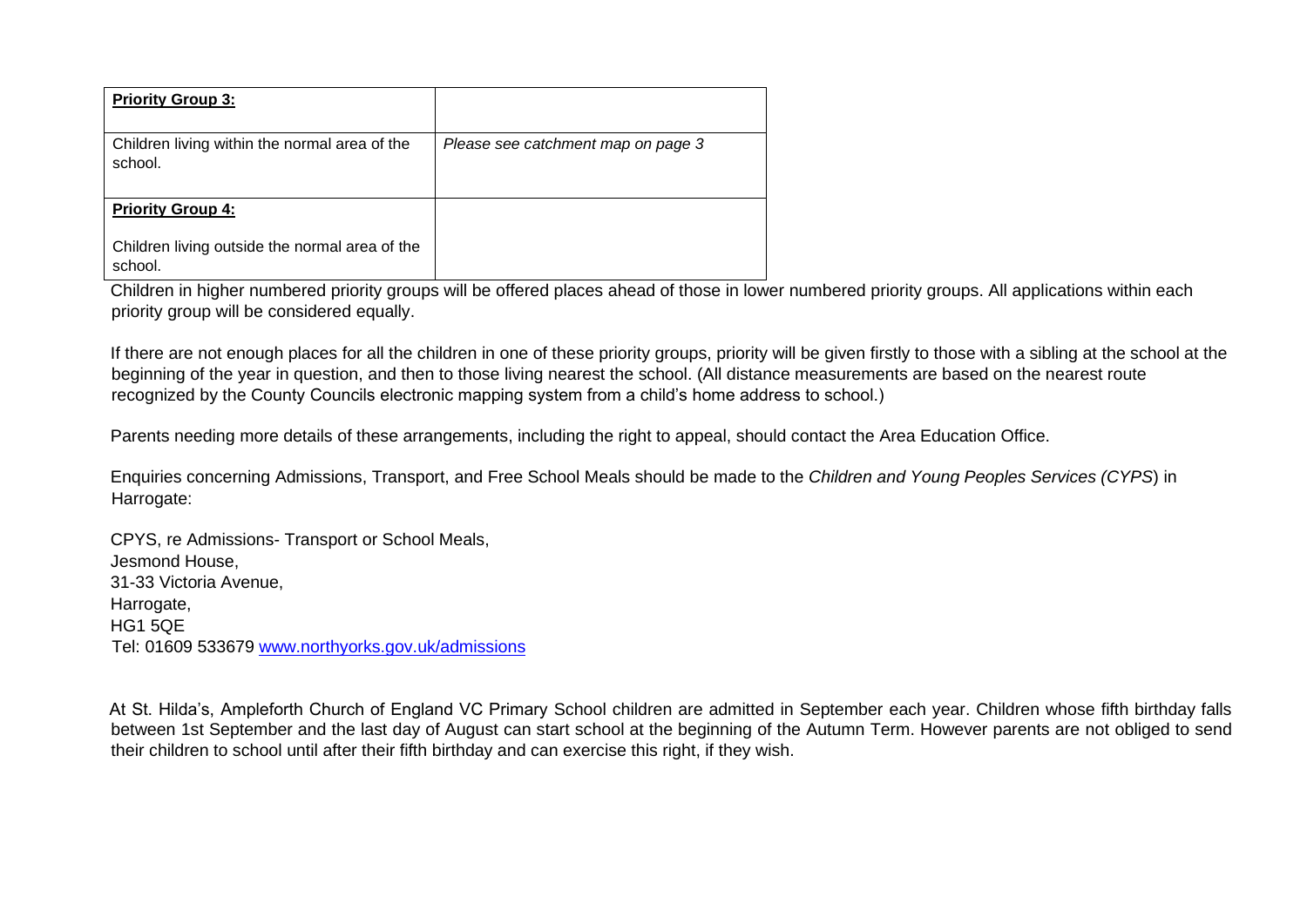| **Priority Group 3:** | |
| --- | --- |
| Children living within the normal area of the school. | *Please see catchment map on page 3* |
| **Priority Group 4:**<br><br>Children living outside the normal area of the school. | |

Children in higher numbered priority groups will be offered places ahead of those in lower numbered priority groups. All applications within each priority group will be considered equally.

If there are not enough places for all the children in one of these priority groups, priority will be given firstly to those with a sibling at the school at the beginning of the year in question, and then to those living nearest the school. (All distance measurements are based on the nearest route recognized by the County Councils electronic mapping system from a child's home address to school.)

Parents needing more details of these arrangements, including the right to appeal, should contact the Area Education Office.

Enquiries concerning Admissions, Transport, and Free School Meals should be made to the *Children and Young Peoples Services (CYPS*) in Harrogate:

CPYS, re Admissions- Transport or School Meals,
Jesmond House,
31-33 Victoria Avenue,
Harrogate,
HG1 5QE
Tel: 01609 533679 www.northyorks.gov.uk/admissions

At St. Hilda's, Ampleforth Church of England VC Primary School children are admitted in September each year. Children whose fifth birthday falls between 1st September and the last day of August can start school at the beginning of the Autumn Term. However parents are not obliged to send their children to school until after their fifth birthday and can exercise this right, if they wish.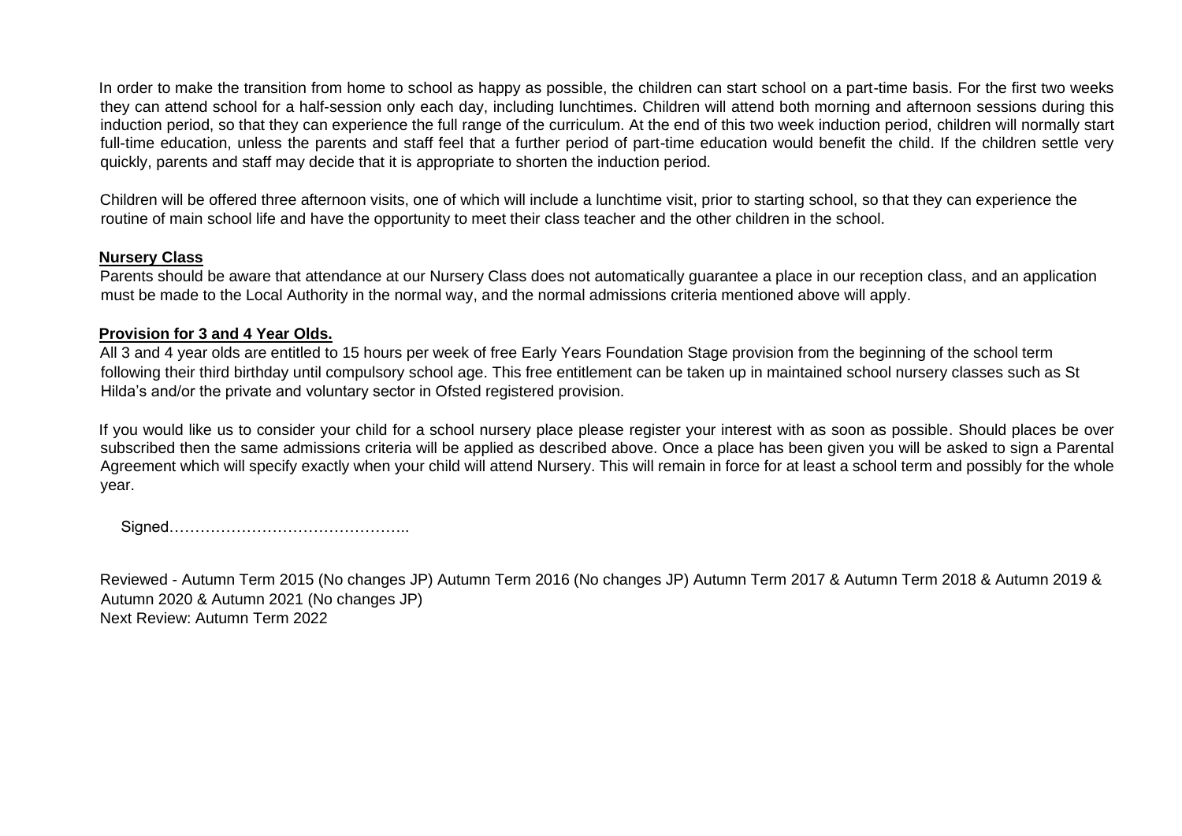In order to make the transition from home to school as happy as possible, the children can start school on a part-time basis. For the first two weeks they can attend school for a half-session only each day, including lunchtimes. Children will attend both morning and afternoon sessions during this induction period, so that they can experience the full range of the curriculum. At the end of this two week induction period, children will normally start full-time education, unless the parents and staff feel that a further period of part-time education would benefit the child. If the children settle very quickly, parents and staff may decide that it is appropriate to shorten the induction period.

Children will be offered three afternoon visits, one of which will include a lunchtime visit, prior to starting school, so that they can experience the routine of main school life and have the opportunity to meet their class teacher and the other children in the school.

**Nursery Class**

Parents should be aware that attendance at our Nursery Class does not automatically guarantee a place in our reception class, and an application must be made to the Local Authority in the normal way, and the normal admissions criteria mentioned above will apply.

**Provision for 3 and 4 Year Olds.**

All 3 and 4 year olds are entitled to 15 hours per week of free Early Years Foundation Stage provision from the beginning of the school term following their third birthday until compulsory school age. This free entitlement can be taken up in maintained school nursery classes such as St Hilda's and/or the private and voluntary sector in Ofsted registered provision.

If you would like us to consider your child for a school nursery place please register your interest with as soon as possible. Should places be over subscribed then the same admissions criteria will be applied as described above. Once a place has been given you will be asked to sign a Parental Agreement which will specify exactly when your child will attend Nursery. This will remain in force for at least a school term and possibly for the whole year.

Signed……………………………………..

Reviewed - Autumn Term 2015 (No changes JP) Autumn Term 2016 (No changes JP) Autumn Term 2017 & Autumn Term 2018 & Autumn 2019 & Autumn 2020 & Autumn 2021 (No changes JP)
Next Review: Autumn Term 2022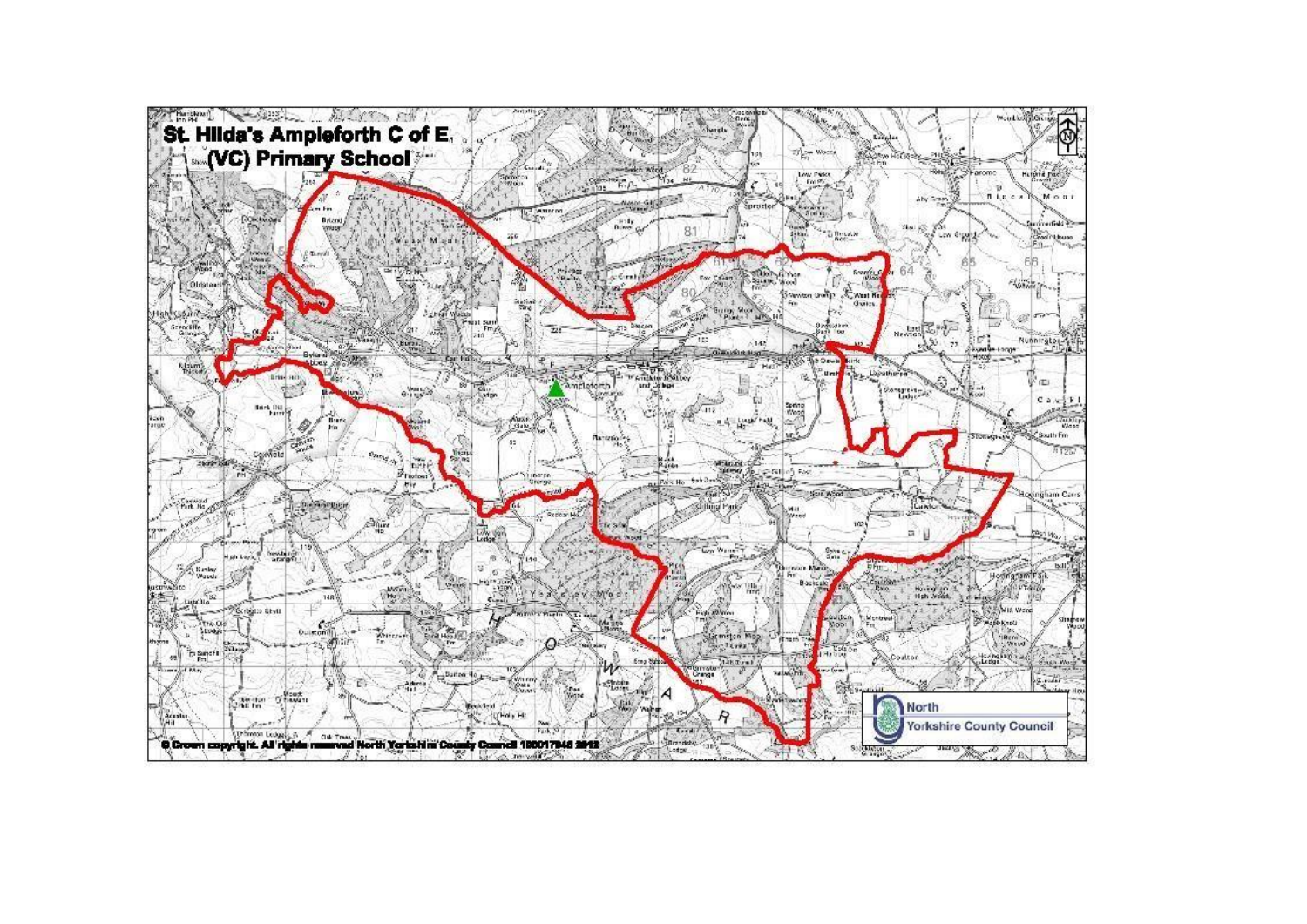# St. Hilda's Ampleforth C of E (VC) Primary School

© Crown copyright. All rights reserved North Yorkshire County Council 100017946 2012

North Yorkshire County Council